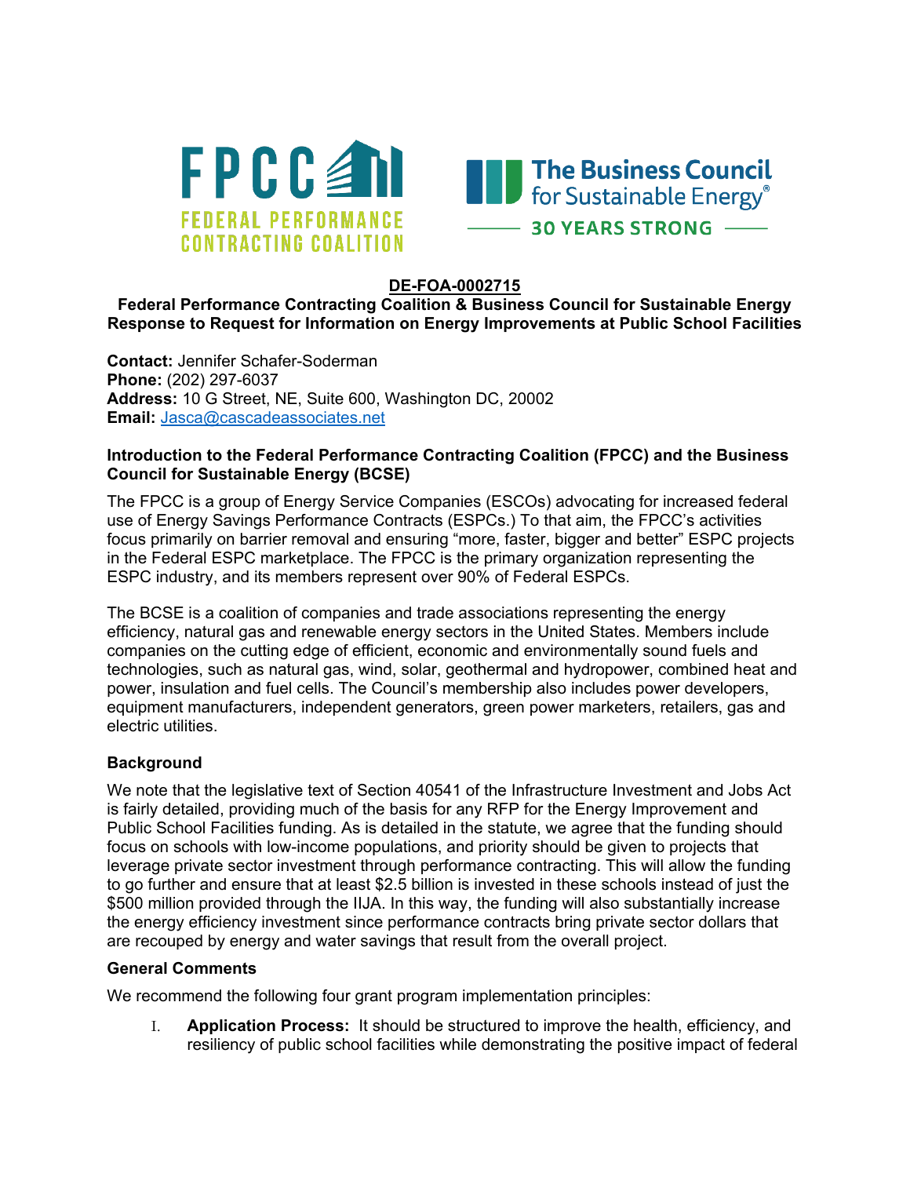FPCC FEDERAL PERFORMANCE CONTRACTING COALITION

The Business Council for Sustainable Energy® — 30 YEARS STRONG —

**DE-FOA-0002715**

**Federal Performance Contracting Coalition & Business Council for Sustainable Energy Response to Request for Information on Energy Improvements at Public School Facilities**

**Contact:** Jennifer Schafer-Soderman
**Phone:** (202) 297-6037
**Address:** 10 G Street, NE, Suite 600, Washington DC, 20002
**Email:** Jasca@cascadeassociates.net

**Introduction to the Federal Performance Contracting Coalition (FPCC) and the Business Council for Sustainable Energy (BCSE)**

The FPCC is a group of Energy Service Companies (ESCOs) advocating for increased federal use of Energy Savings Performance Contracts (ESPCs.) To that aim, the FPCC's activities focus primarily on barrier removal and ensuring "more, faster, bigger and better" ESPC projects in the Federal ESPC marketplace. The FPCC is the primary organization representing the ESPC industry, and its members represent over 90% of Federal ESPCs.

The BCSE is a coalition of companies and trade associations representing the energy efficiency, natural gas and renewable energy sectors in the United States. Members include companies on the cutting edge of efficient, economic and environmentally sound fuels and technologies, such as natural gas, wind, solar, geothermal and hydropower, combined heat and power, insulation and fuel cells. The Council's membership also includes power developers, equipment manufacturers, independent generators, green power marketers, retailers, gas and electric utilities.

**Background**

We note that the legislative text of Section 40541 of the Infrastructure Investment and Jobs Act is fairly detailed, providing much of the basis for any RFP for the Energy Improvement and Public School Facilities funding. As is detailed in the statute, we agree that the funding should focus on schools with low-income populations, and priority should be given to projects that leverage private sector investment through performance contracting. This will allow the funding to go further and ensure that at least $2.5 billion is invested in these schools instead of just the $500 million provided through the IIJA. In this way, the funding will also substantially increase the energy efficiency investment since performance contracts bring private sector dollars that are recouped by energy and water savings that result from the overall project.

**General Comments**

We recommend the following four grant program implementation principles:

I. **Application Process:** It should be structured to improve the health, efficiency, and resiliency of public school facilities while demonstrating the positive impact of federal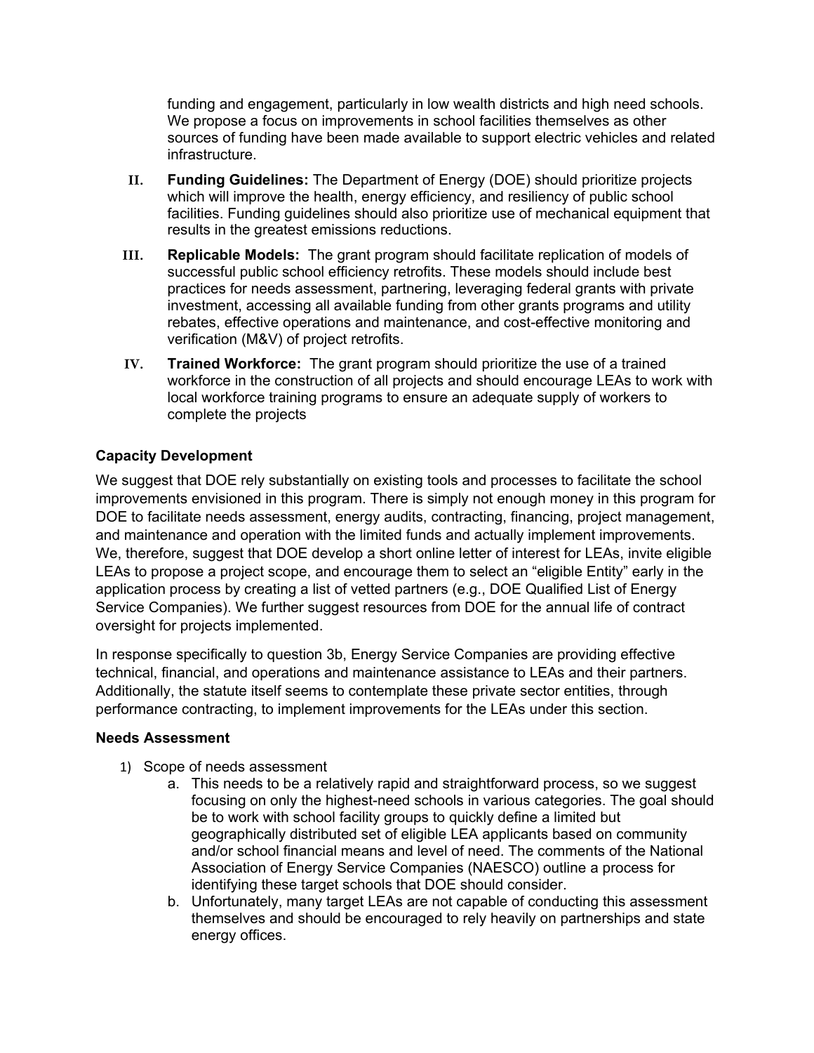funding and engagement, particularly in low wealth districts and high need schools. We propose a focus on improvements in school facilities themselves as other sources of funding have been made available to support electric vehicles and related infrastructure.

II. **Funding Guidelines:** The Department of Energy (DOE) should prioritize projects which will improve the health, energy efficiency, and resiliency of public school facilities. Funding guidelines should also prioritize use of mechanical equipment that results in the greatest emissions reductions.

III. **Replicable Models:** The grant program should facilitate replication of models of successful public school efficiency retrofits. These models should include best practices for needs assessment, partnering, leveraging federal grants with private investment, accessing all available funding from other grants programs and utility rebates, effective operations and maintenance, and cost-effective monitoring and verification (M&V) of project retrofits.

IV. **Trained Workforce:** The grant program should prioritize the use of a trained workforce in the construction of all projects and should encourage LEAs to work with local workforce training programs to ensure an adequate supply of workers to complete the projects

### Capacity Development

We suggest that DOE rely substantially on existing tools and processes to facilitate the school improvements envisioned in this program. There is simply not enough money in this program for DOE to facilitate needs assessment, energy audits, contracting, financing, project management, and maintenance and operation with the limited funds and actually implement improvements. We, therefore, suggest that DOE develop a short online letter of interest for LEAs, invite eligible LEAs to propose a project scope, and encourage them to select an "eligible Entity" early in the application process by creating a list of vetted partners (e.g., DOE Qualified List of Energy Service Companies). We further suggest resources from DOE for the annual life of contract oversight for projects implemented.

In response specifically to question 3b, Energy Service Companies are providing effective technical, financial, and operations and maintenance assistance to LEAs and their partners. Additionally, the statute itself seems to contemplate these private sector entities, through performance contracting, to implement improvements for the LEAs under this section.

### Needs Assessment

1) Scope of needs assessment
    a. This needs to be a relatively rapid and straightforward process, so we suggest focusing on only the highest-need schools in various categories. The goal should be to work with school facility groups to quickly define a limited but geographically distributed set of eligible LEA applicants based on community and/or school financial means and level of need. The comments of the National Association of Energy Service Companies (NAESCO) outline a process for identifying these target schools that DOE should consider.
    b. Unfortunately, many target LEAs are not capable of conducting this assessment themselves and should be encouraged to rely heavily on partnerships and state energy offices.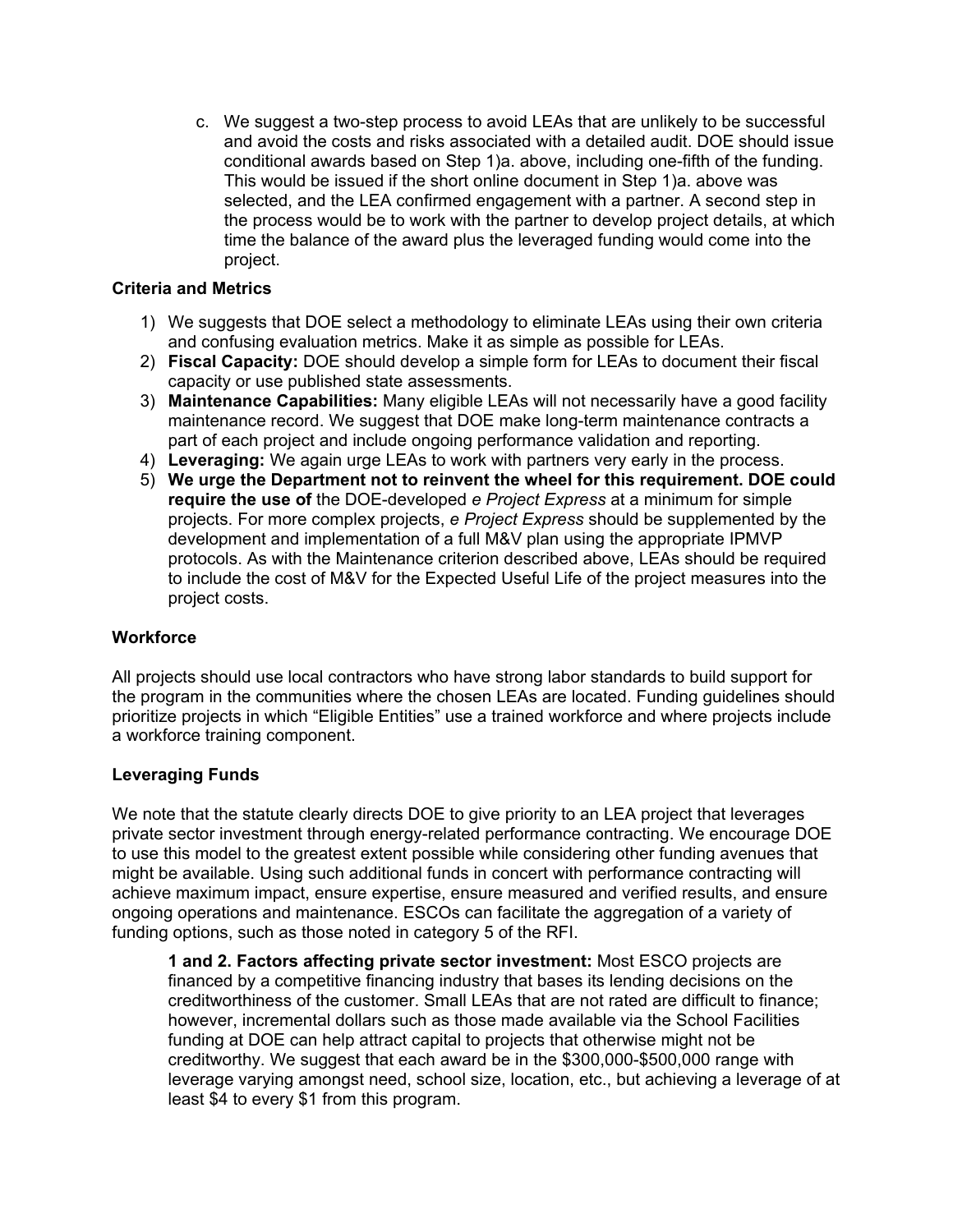c. We suggest a two-step process to avoid LEAs that are unlikely to be successful and avoid the costs and risks associated with a detailed audit. DOE should issue conditional awards based on Step 1)a. above, including one-fifth of the funding. This would be issued if the short online document in Step 1)a. above was selected, and the LEA confirmed engagement with a partner. A second step in the process would be to work with the partner to develop project details, at which time the balance of the award plus the leveraged funding would come into the project.

**Criteria and Metrics**

1) We suggests that DOE select a methodology to eliminate LEAs using their own criteria and confusing evaluation metrics. Make it as simple as possible for LEAs.
2) **Fiscal Capacity:** DOE should develop a simple form for LEAs to document their fiscal capacity or use published state assessments.
3) **Maintenance Capabilities:** Many eligible LEAs will not necessarily have a good facility maintenance record. We suggest that DOE make long-term maintenance contracts a part of each project and include ongoing performance validation and reporting.
4) **Leveraging:** We again urge LEAs to work with partners very early in the process.
5) **We urge the Department not to reinvent the wheel for this requirement. DOE could require the use of** the DOE-developed *e Project Express* at a minimum for simple projects. For more complex projects, *e Project Express* should be supplemented by the development and implementation of a full M&V plan using the appropriate IPMVP protocols. As with the Maintenance criterion described above, LEAs should be required to include the cost of M&V for the Expected Useful Life of the project measures into the project costs.

**Workforce**

All projects should use local contractors who have strong labor standards to build support for the program in the communities where the chosen LEAs are located. Funding guidelines should prioritize projects in which "Eligible Entities" use a trained workforce and where projects include a workforce training component.

**Leveraging Funds**

We note that the statute clearly directs DOE to give priority to an LEA project that leverages private sector investment through energy-related performance contracting. We encourage DOE to use this model to the greatest extent possible while considering other funding avenues that might be available. Using such additional funds in concert with performance contracting will achieve maximum impact, ensure expertise, ensure measured and verified results, and ensure ongoing operations and maintenance. ESCOs can facilitate the aggregation of a variety of funding options, such as those noted in category 5 of the RFI.

**1 and 2. Factors affecting private sector investment:** Most ESCO projects are financed by a competitive financing industry that bases its lending decisions on the creditworthiness of the customer. Small LEAs that are not rated are difficult to finance; however, incremental dollars such as those made available via the School Facilities funding at DOE can help attract capital to projects that otherwise might not be creditworthy. We suggest that each award be in the $300,000-$500,000 range with leverage varying amongst need, school size, location, etc., but achieving a leverage of at least $4 to every $1 from this program.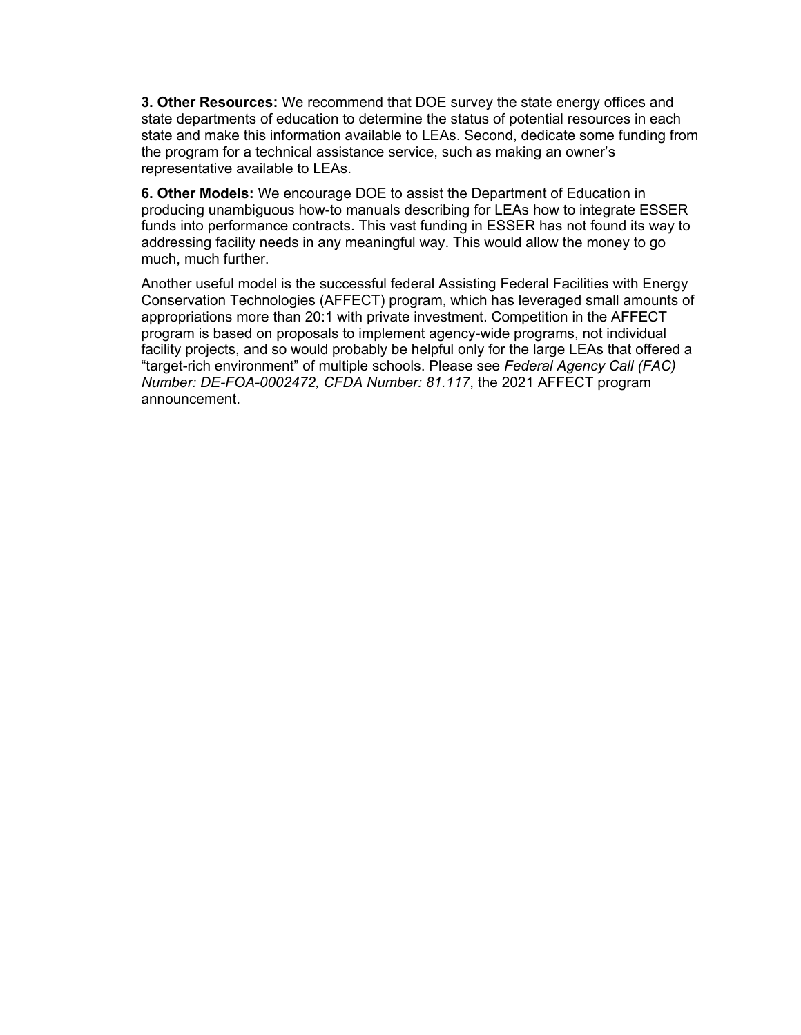**3. Other Resources:** We recommend that DOE survey the state energy offices and state departments of education to determine the status of potential resources in each state and make this information available to LEAs. Second, dedicate some funding from the program for a technical assistance service, such as making an owner's representative available to LEAs.

**6. Other Models:** We encourage DOE to assist the Department of Education in producing unambiguous how-to manuals describing for LEAs how to integrate ESSER funds into performance contracts. This vast funding in ESSER has not found its way to addressing facility needs in any meaningful way. This would allow the money to go much, much further.

Another useful model is the successful federal Assisting Federal Facilities with Energy Conservation Technologies (AFFECT) program, which has leveraged small amounts of appropriations more than 20:1 with private investment. Competition in the AFFECT program is based on proposals to implement agency-wide programs, not individual facility projects, and so would probably be helpful only for the large LEAs that offered a "target-rich environment" of multiple schools. Please see *Federal Agency Call (FAC) Number: DE-FOA-0002472, CFDA Number: 81.117*, the 2021 AFFECT program announcement.